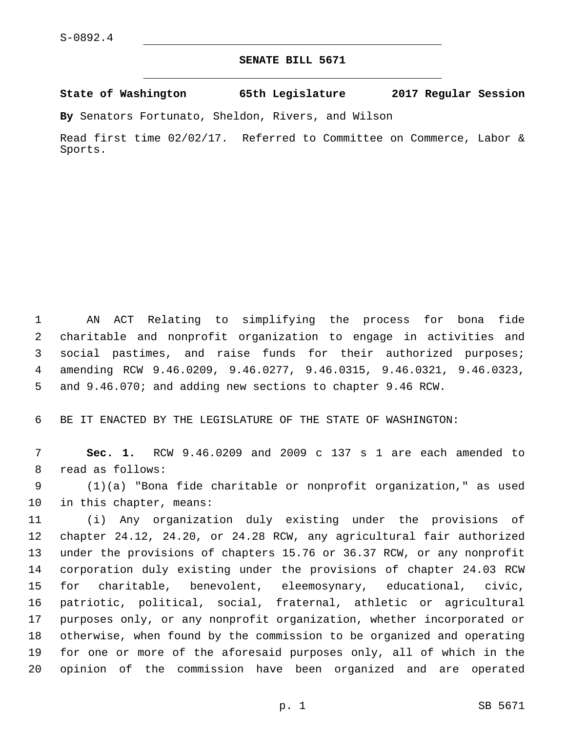S-0892.4

# SENATE BILL 5671

**State of Washington 65th Legislature 2017 Regular Session**

**By** Senators Fortunato, Sheldon, Rivers, and Wilson

Read first time 02/02/17. Referred to Committee on Commerce, Labor & Sports.

1 AN ACT Relating to simplifying the process for bona fide
2 charitable and nonprofit organization to engage in activities and
3 social pastimes, and raise funds for their authorized purposes;
4 amending RCW 9.46.0209, 9.46.0277, 9.46.0315, 9.46.0321, 9.46.0323,
5 and 9.46.070; and adding new sections to chapter 9.46 RCW.

6 BE IT ENACTED BY THE LEGISLATURE OF THE STATE OF WASHINGTON:

7 **Sec. 1.** RCW 9.46.0209 and 2009 c 137 s 1 are each amended to
8 read as follows:

9 (1)(a) "Bona fide charitable or nonprofit organization," as used
10 in this chapter, means:

11 (i) Any organization duly existing under the provisions of
12 chapter 24.12, 24.20, or 24.28 RCW, any agricultural fair authorized
13 under the provisions of chapters 15.76 or 36.37 RCW, or any nonprofit
14 corporation duly existing under the provisions of chapter 24.03 RCW
15 for charitable, benevolent, eleemosynary, educational, civic,
16 patriotic, political, social, fraternal, athletic or agricultural
17 purposes only, or any nonprofit organization, whether incorporated or
18 otherwise, when found by the commission to be organized and operating
19 for one or more of the aforesaid purposes only, all of which in the
20 opinion of the commission have been organized and are operated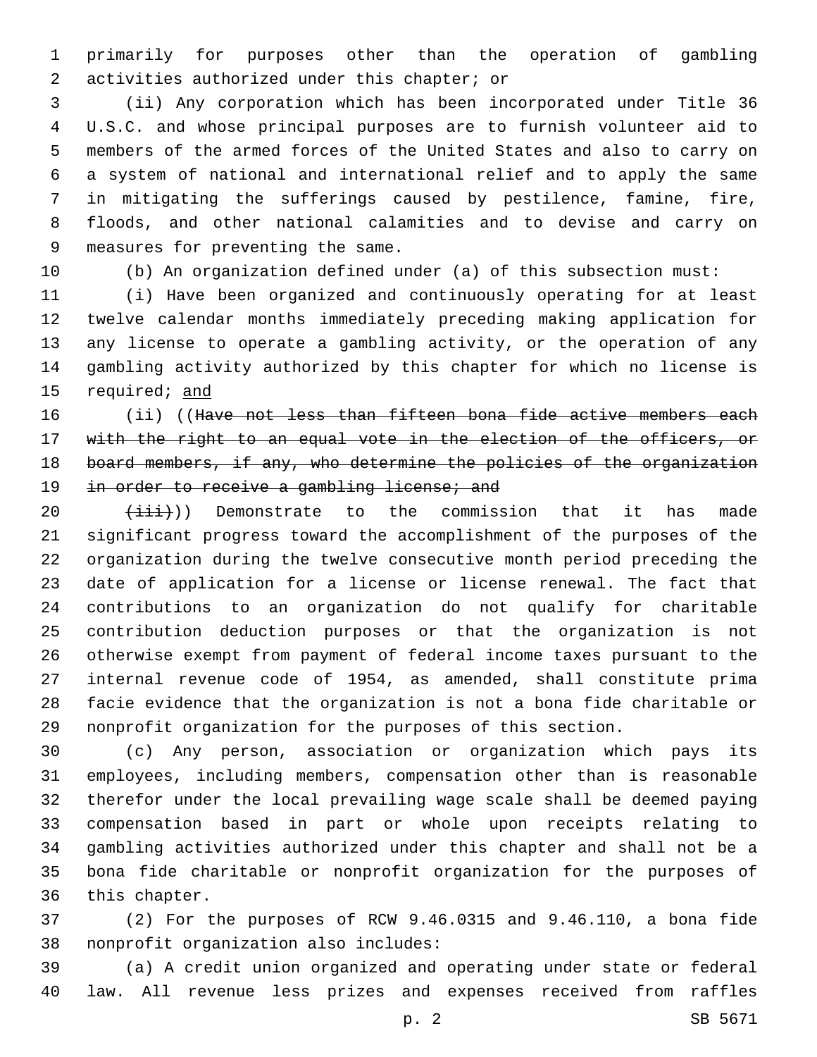primarily for purposes other than the operation of gambling activities authorized under this chapter; or

(ii) Any corporation which has been incorporated under Title 36 U.S.C. and whose principal purposes are to furnish volunteer aid to members of the armed forces of the United States and also to carry on a system of national and international relief and to apply the same in mitigating the sufferings caused by pestilence, famine, fire, floods, and other national calamities and to devise and carry on measures for preventing the same.

(b) An organization defined under (a) of this subsection must:

(i) Have been organized and continuously operating for at least twelve calendar months immediately preceding making application for any license to operate a gambling activity, or the operation of any gambling activity authorized by this chapter for which no license is required; and

(ii) ((~~Have not less than fifteen bona fide active members each with the right to an equal vote in the election of the officers, or board members, if any, who determine the policies of the organization in order to receive a gambling license; and~~

~~(iii)~~)) Demonstrate to the commission that it has made significant progress toward the accomplishment of the purposes of the organization during the twelve consecutive month period preceding the date of application for a license or license renewal. The fact that contributions to an organization do not qualify for charitable contribution deduction purposes or that the organization is not otherwise exempt from payment of federal income taxes pursuant to the internal revenue code of 1954, as amended, shall constitute prima facie evidence that the organization is not a bona fide charitable or nonprofit organization for the purposes of this section.

(c) Any person, association or organization which pays its employees, including members, compensation other than is reasonable therefor under the local prevailing wage scale shall be deemed paying compensation based in part or whole upon receipts relating to gambling activities authorized under this chapter and shall not be a bona fide charitable or nonprofit organization for the purposes of this chapter.

(2) For the purposes of RCW 9.46.0315 and 9.46.110, a bona fide nonprofit organization also includes:

(a) A credit union organized and operating under state or federal law. All revenue less prizes and expenses received from raffles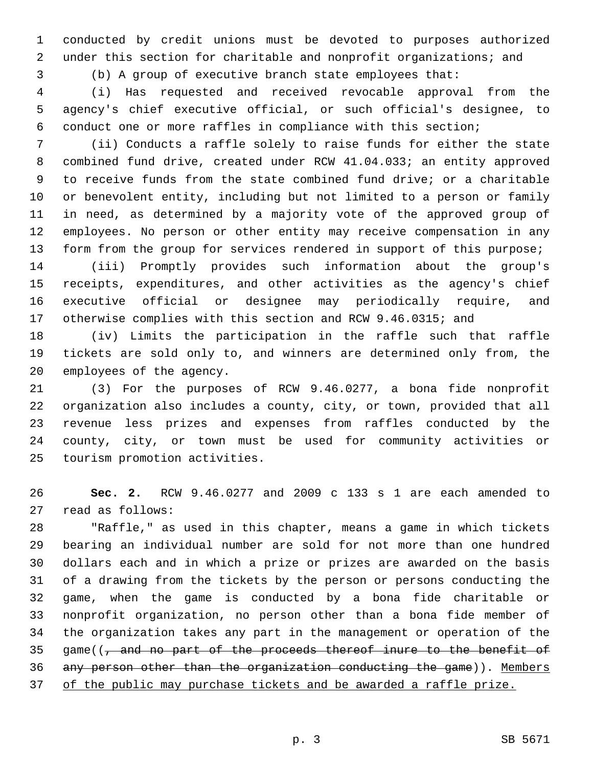conducted by credit unions must be devoted to purposes authorized under this section for charitable and nonprofit organizations; and

(b) A group of executive branch state employees that:

(i) Has requested and received revocable approval from the agency's chief executive official, or such official's designee, to conduct one or more raffles in compliance with this section;

(ii) Conducts a raffle solely to raise funds for either the state combined fund drive, created under RCW 41.04.033; an entity approved to receive funds from the state combined fund drive; or a charitable or benevolent entity, including but not limited to a person or family in need, as determined by a majority vote of the approved group of employees. No person or other entity may receive compensation in any form from the group for services rendered in support of this purpose;

(iii) Promptly provides such information about the group's receipts, expenditures, and other activities as the agency's chief executive official or designee may periodically require, and otherwise complies with this section and RCW 9.46.0315; and

(iv) Limits the participation in the raffle such that raffle tickets are sold only to, and winners are determined only from, the employees of the agency.

(3) For the purposes of RCW 9.46.0277, a bona fide nonprofit organization also includes a county, city, or town, provided that all revenue less prizes and expenses from raffles conducted by the county, city, or town must be used for community activities or tourism promotion activities.

**Sec. 2.** RCW 9.46.0277 and 2009 c 133 s 1 are each amended to read as follows:

"Raffle," as used in this chapter, means a game in which tickets bearing an individual number are sold for not more than one hundred dollars each and in which a prize or prizes are awarded on the basis of a drawing from the tickets by the person or persons conducting the game, when the game is conducted by a bona fide charitable or nonprofit organization, no person other than a bona fide member of the organization takes any part in the management or operation of the game((~~, and no part of the proceeds thereof inure to the benefit of any person other than the organization conducting the game~~)). <u>Members of the public may purchase tickets and be awarded a raffle prize.</u>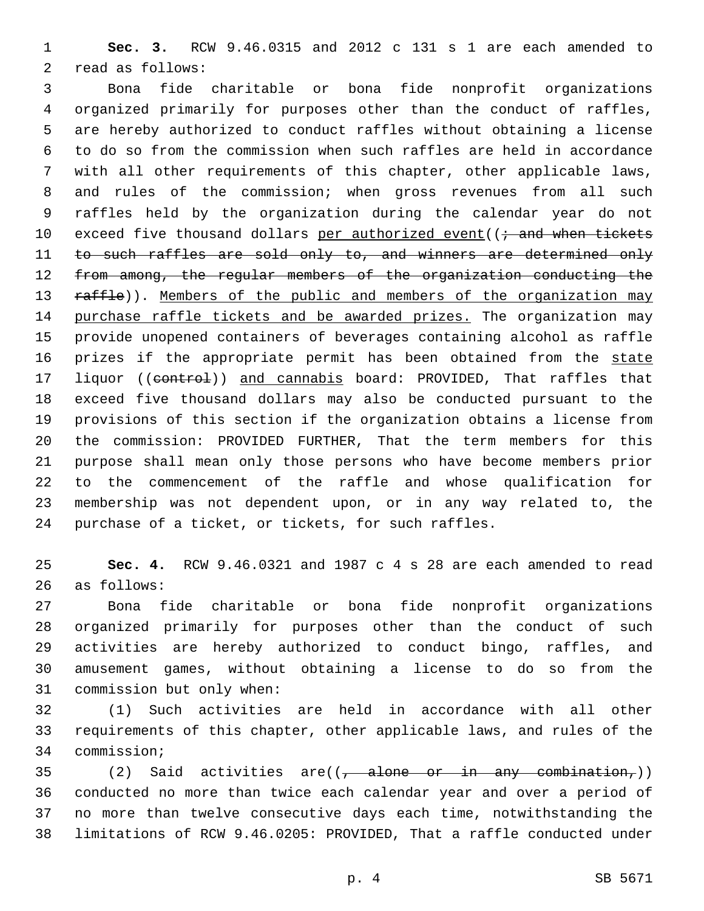**Sec. 3.** RCW 9.46.0315 and 2012 c 131 s 1 are each amended to read as follows:

Bona fide charitable or bona fide nonprofit organizations organized primarily for purposes other than the conduct of raffles, are hereby authorized to conduct raffles without obtaining a license to do so from the commission when such raffles are held in accordance with all other requirements of this chapter, other applicable laws, and rules of the commission; when gross revenues from all such raffles held by the organization during the calendar year do not exceed five thousand dollars <u>per authorized event</u>((~~; and when tickets to such raffles are sold only to, and winners are determined only from among, the regular members of the organization conducting the raffle~~)). <u>Members of the public and members of the organization may purchase raffle tickets and be awarded prizes.</u> The organization may provide unopened containers of beverages containing alcohol as raffle prizes if the appropriate permit has been obtained from the <u>state</u> liquor ((~~control~~)) <u>and cannabis</u> board: PROVIDED, That raffles that exceed five thousand dollars may also be conducted pursuant to the provisions of this section if the organization obtains a license from the commission: PROVIDED FURTHER, That the term members for this purpose shall mean only those persons who have become members prior to the commencement of the raffle and whose qualification for membership was not dependent upon, or in any way related to, the purchase of a ticket, or tickets, for such raffles.

**Sec. 4.** RCW 9.46.0321 and 1987 c 4 s 28 are each amended to read as follows:

Bona fide charitable or bona fide nonprofit organizations organized primarily for purposes other than the conduct of such activities are hereby authorized to conduct bingo, raffles, and amusement games, without obtaining a license to do so from the commission but only when:

(1) Such activities are held in accordance with all other requirements of this chapter, other applicable laws, and rules of the commission;

(2) Said activities are((~~, alone or in any combination,~~)) conducted no more than twice each calendar year and over a period of no more than twelve consecutive days each time, notwithstanding the limitations of RCW 9.46.0205: PROVIDED, That a raffle conducted under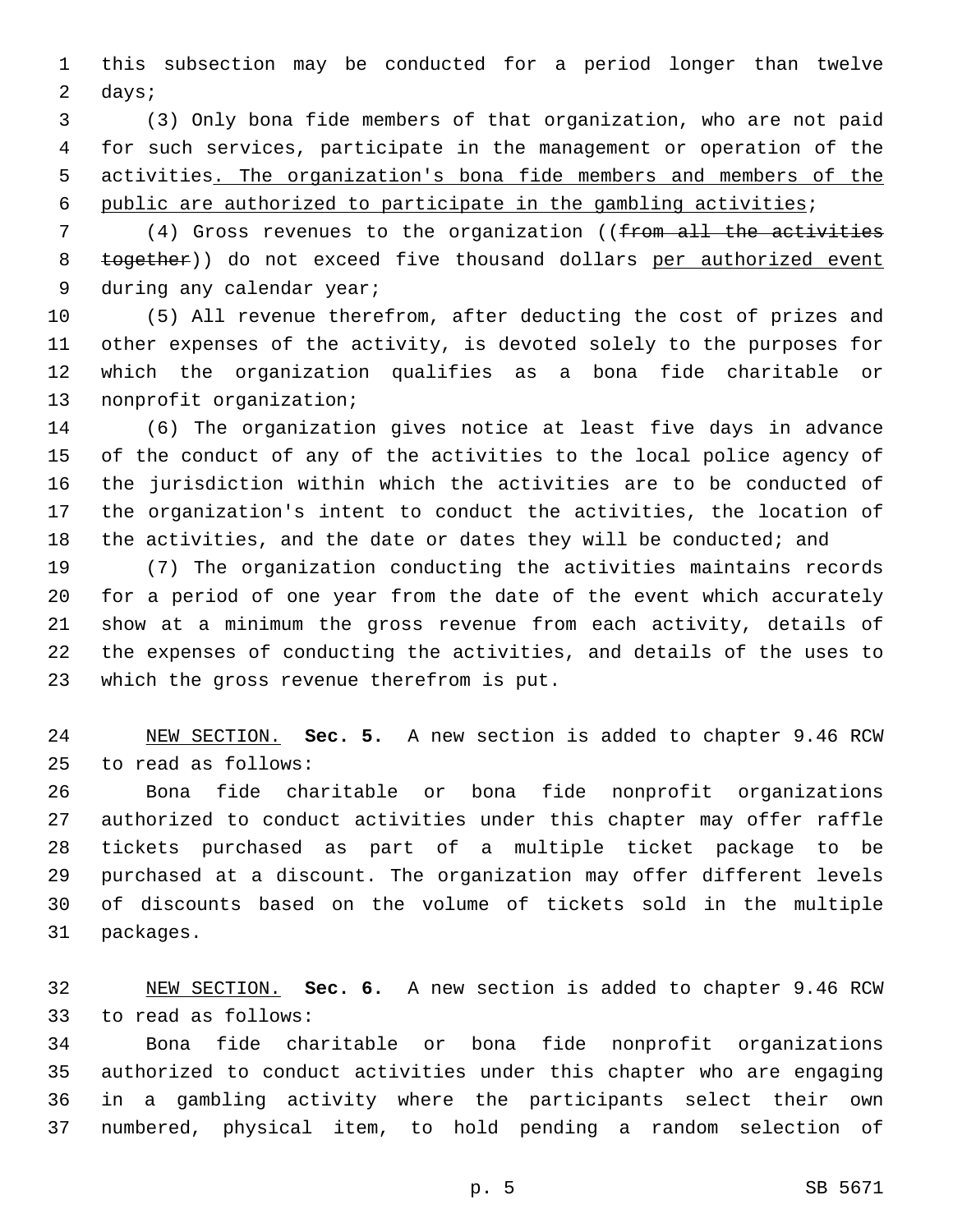this subsection may be conducted for a period longer than twelve days;

(3) Only bona fide members of that organization, who are not paid for such services, participate in the management or operation of the activities<u>. The organization's bona fide members and members of the public are authorized to participate in the gambling activities</u>;

(4) Gross revenues to the organization ((~~from all the activities together~~)) do not exceed five thousand dollars <u>per authorized event</u> during any calendar year;

(5) All revenue therefrom, after deducting the cost of prizes and other expenses of the activity, is devoted solely to the purposes for which the organization qualifies as a bona fide charitable or nonprofit organization;

(6) The organization gives notice at least five days in advance of the conduct of any of the activities to the local police agency of the jurisdiction within which the activities are to be conducted of the organization's intent to conduct the activities, the location of the activities, and the date or dates they will be conducted; and

(7) The organization conducting the activities maintains records for a period of one year from the date of the event which accurately show at a minimum the gross revenue from each activity, details of the expenses of conducting the activities, and details of the uses to which the gross revenue therefrom is put.

<u>NEW SECTION.</u> **Sec. 5.** A new section is added to chapter 9.46 RCW to read as follows:

Bona fide charitable or bona fide nonprofit organizations authorized to conduct activities under this chapter may offer raffle tickets purchased as part of a multiple ticket package to be purchased at a discount. The organization may offer different levels of discounts based on the volume of tickets sold in the multiple packages.

<u>NEW SECTION.</u> **Sec. 6.** A new section is added to chapter 9.46 RCW to read as follows:

Bona fide charitable or bona fide nonprofit organizations authorized to conduct activities under this chapter who are engaging in a gambling activity where the participants select their own numbered, physical item, to hold pending a random selection of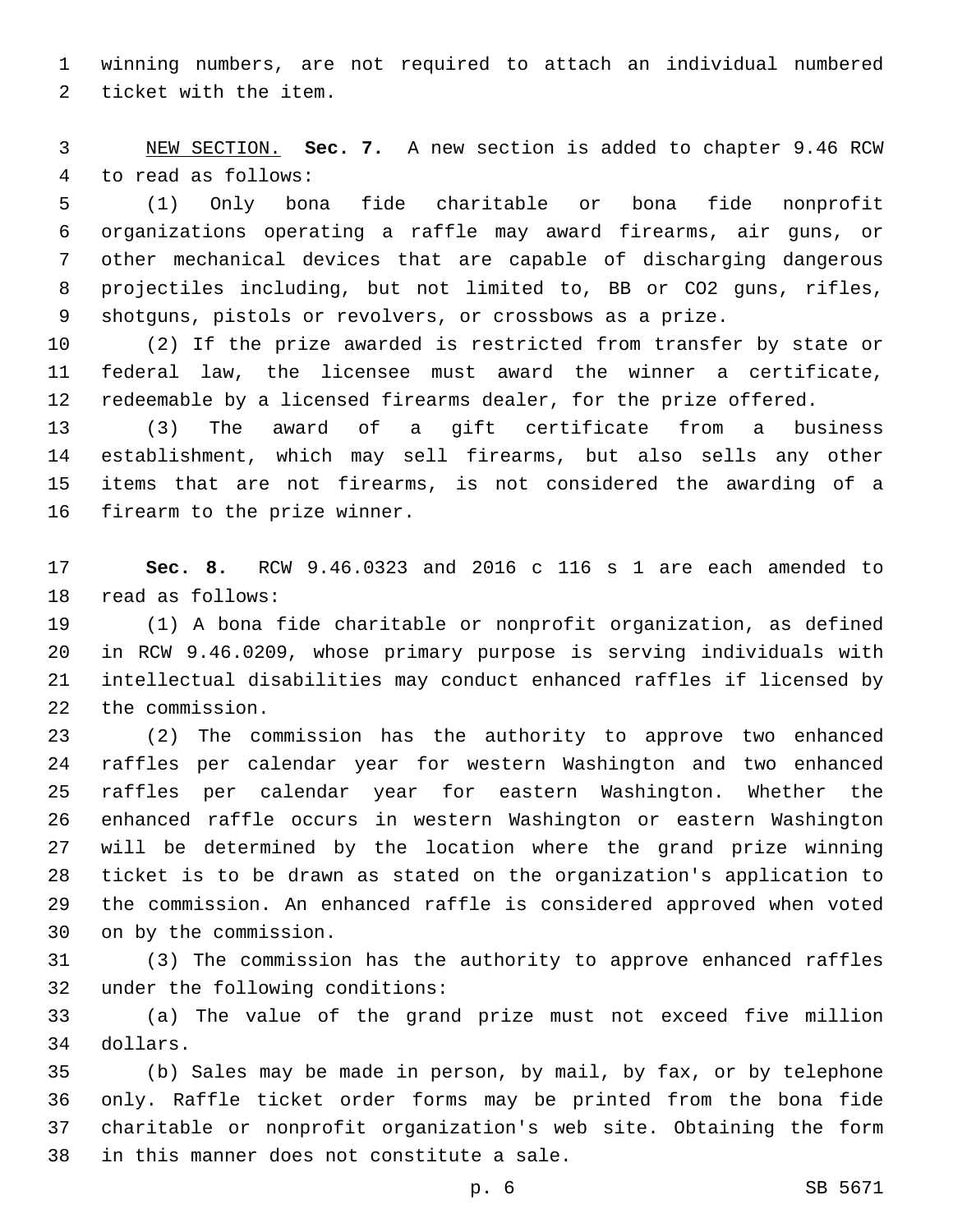winning numbers, are not required to attach an individual numbered ticket with the item.

NEW SECTION. **Sec. 7.** A new section is added to chapter 9.46 RCW to read as follows:

(1) Only bona fide charitable or bona fide nonprofit organizations operating a raffle may award firearms, air guns, or other mechanical devices that are capable of discharging dangerous projectiles including, but not limited to, BB or CO2 guns, rifles, shotguns, pistols or revolvers, or crossbows as a prize.

(2) If the prize awarded is restricted from transfer by state or federal law, the licensee must award the winner a certificate, redeemable by a licensed firearms dealer, for the prize offered.

(3) The award of a gift certificate from a business establishment, which may sell firearms, but also sells any other items that are not firearms, is not considered the awarding of a firearm to the prize winner.

**Sec. 8.** RCW 9.46.0323 and 2016 c 116 s 1 are each amended to read as follows:

(1) A bona fide charitable or nonprofit organization, as defined in RCW 9.46.0209, whose primary purpose is serving individuals with intellectual disabilities may conduct enhanced raffles if licensed by the commission.

(2) The commission has the authority to approve two enhanced raffles per calendar year for western Washington and two enhanced raffles per calendar year for eastern Washington. Whether the enhanced raffle occurs in western Washington or eastern Washington will be determined by the location where the grand prize winning ticket is to be drawn as stated on the organization's application to the commission. An enhanced raffle is considered approved when voted on by the commission.

(3) The commission has the authority to approve enhanced raffles under the following conditions:

(a) The value of the grand prize must not exceed five million dollars.

(b) Sales may be made in person, by mail, by fax, or by telephone only. Raffle ticket order forms may be printed from the bona fide charitable or nonprofit organization's web site. Obtaining the form in this manner does not constitute a sale.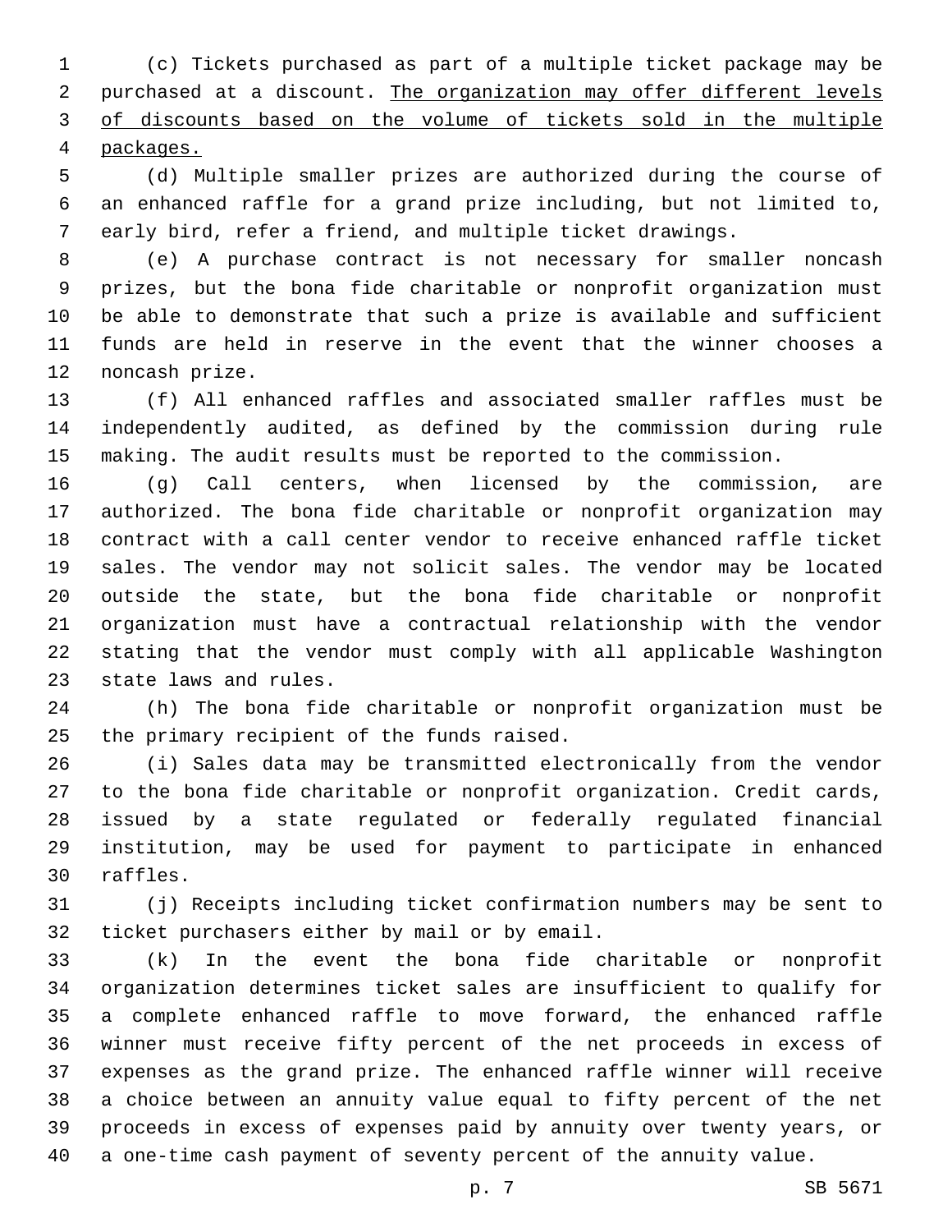(c) Tickets purchased as part of a multiple ticket package may be purchased at a discount. <u>The organization may offer different levels of discounts based on the volume of tickets sold in the multiple packages.</u>

(d) Multiple smaller prizes are authorized during the course of an enhanced raffle for a grand prize including, but not limited to, early bird, refer a friend, and multiple ticket drawings.

(e) A purchase contract is not necessary for smaller noncash prizes, but the bona fide charitable or nonprofit organization must be able to demonstrate that such a prize is available and sufficient funds are held in reserve in the event that the winner chooses a noncash prize.

(f) All enhanced raffles and associated smaller raffles must be independently audited, as defined by the commission during rule making. The audit results must be reported to the commission.

(g) Call centers, when licensed by the commission, are authorized. The bona fide charitable or nonprofit organization may contract with a call center vendor to receive enhanced raffle ticket sales. The vendor may not solicit sales. The vendor may be located outside the state, but the bona fide charitable or nonprofit organization must have a contractual relationship with the vendor stating that the vendor must comply with all applicable Washington state laws and rules.

(h) The bona fide charitable or nonprofit organization must be the primary recipient of the funds raised.

(i) Sales data may be transmitted electronically from the vendor to the bona fide charitable or nonprofit organization. Credit cards, issued by a state regulated or federally regulated financial institution, may be used for payment to participate in enhanced raffles.

(j) Receipts including ticket confirmation numbers may be sent to ticket purchasers either by mail or by email.

(k) In the event the bona fide charitable or nonprofit organization determines ticket sales are insufficient to qualify for a complete enhanced raffle to move forward, the enhanced raffle winner must receive fifty percent of the net proceeds in excess of expenses as the grand prize. The enhanced raffle winner will receive a choice between an annuity value equal to fifty percent of the net proceeds in excess of expenses paid by annuity over twenty years, or a one-time cash payment of seventy percent of the annuity value.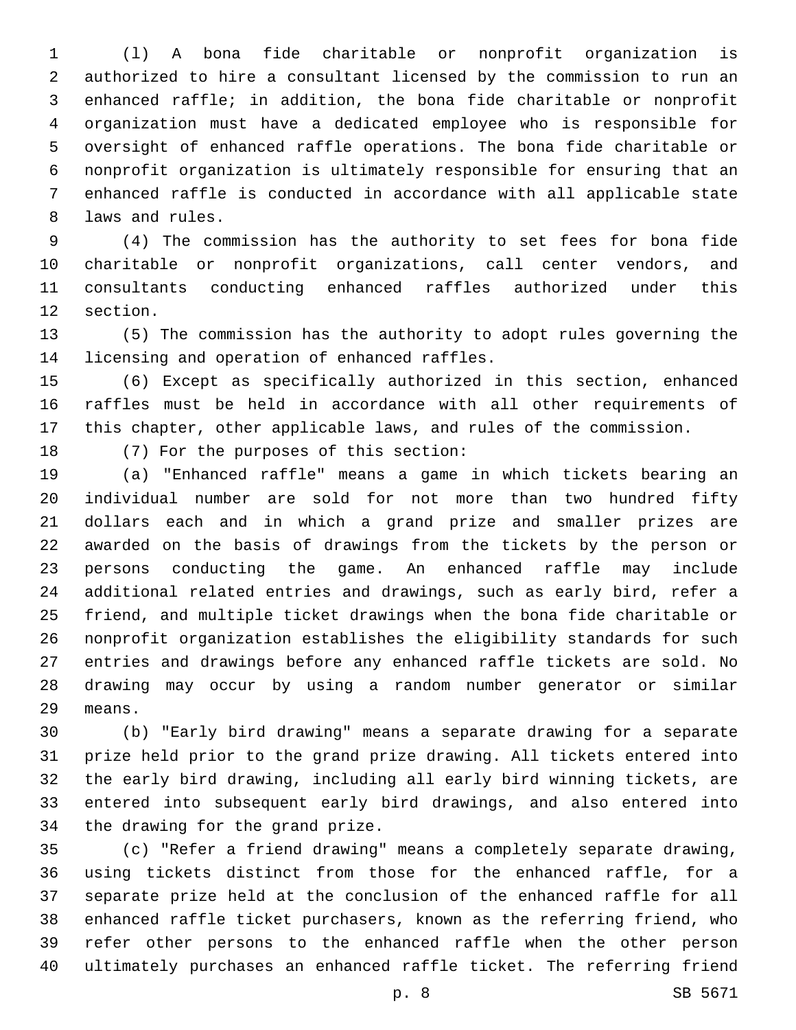(l) A bona fide charitable or nonprofit organization is authorized to hire a consultant licensed by the commission to run an enhanced raffle; in addition, the bona fide charitable or nonprofit organization must have a dedicated employee who is responsible for oversight of enhanced raffle operations. The bona fide charitable or nonprofit organization is ultimately responsible for ensuring that an enhanced raffle is conducted in accordance with all applicable state laws and rules.

(4) The commission has the authority to set fees for bona fide charitable or nonprofit organizations, call center vendors, and consultants conducting enhanced raffles authorized under this section.

(5) The commission has the authority to adopt rules governing the licensing and operation of enhanced raffles.

(6) Except as specifically authorized in this section, enhanced raffles must be held in accordance with all other requirements of this chapter, other applicable laws, and rules of the commission.

(7) For the purposes of this section:

(a) "Enhanced raffle" means a game in which tickets bearing an individual number are sold for not more than two hundred fifty dollars each and in which a grand prize and smaller prizes are awarded on the basis of drawings from the tickets by the person or persons conducting the game. An enhanced raffle may include additional related entries and drawings, such as early bird, refer a friend, and multiple ticket drawings when the bona fide charitable or nonprofit organization establishes the eligibility standards for such entries and drawings before any enhanced raffle tickets are sold. No drawing may occur by using a random number generator or similar means.

(b) "Early bird drawing" means a separate drawing for a separate prize held prior to the grand prize drawing. All tickets entered into the early bird drawing, including all early bird winning tickets, are entered into subsequent early bird drawings, and also entered into the drawing for the grand prize.

(c) "Refer a friend drawing" means a completely separate drawing, using tickets distinct from those for the enhanced raffle, for a separate prize held at the conclusion of the enhanced raffle for all enhanced raffle ticket purchasers, known as the referring friend, who refer other persons to the enhanced raffle when the other person ultimately purchases an enhanced raffle ticket. The referring friend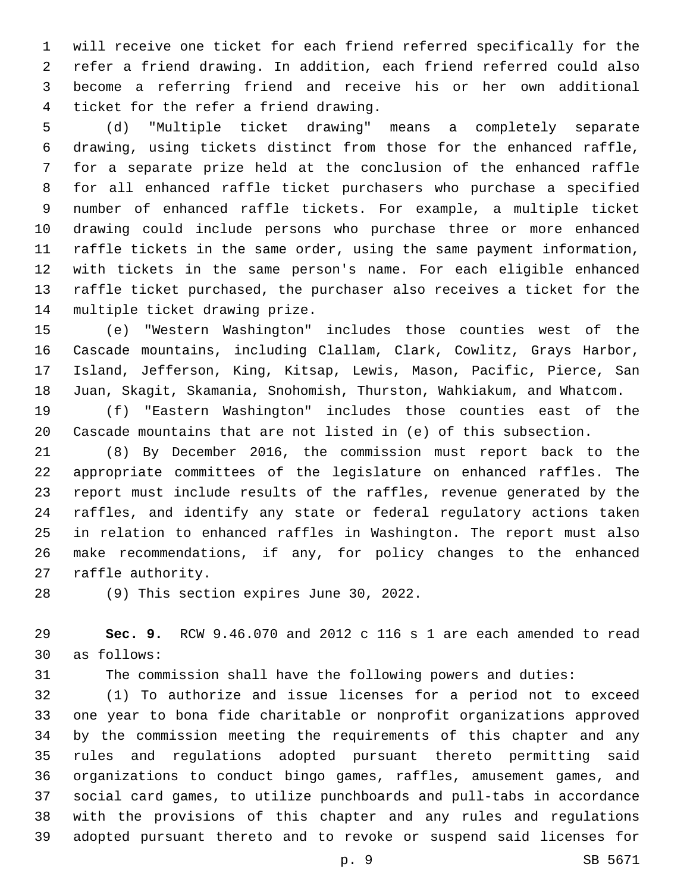will receive one ticket for each friend referred specifically for the refer a friend drawing. In addition, each friend referred could also become a referring friend and receive his or her own additional ticket for the refer a friend drawing.

(d) "Multiple ticket drawing" means a completely separate drawing, using tickets distinct from those for the enhanced raffle, for a separate prize held at the conclusion of the enhanced raffle for all enhanced raffle ticket purchasers who purchase a specified number of enhanced raffle tickets. For example, a multiple ticket drawing could include persons who purchase three or more enhanced raffle tickets in the same order, using the same payment information, with tickets in the same person's name. For each eligible enhanced raffle ticket purchased, the purchaser also receives a ticket for the multiple ticket drawing prize.

(e) "Western Washington" includes those counties west of the Cascade mountains, including Clallam, Clark, Cowlitz, Grays Harbor, Island, Jefferson, King, Kitsap, Lewis, Mason, Pacific, Pierce, San Juan, Skagit, Skamania, Snohomish, Thurston, Wahkiakum, and Whatcom.

(f) "Eastern Washington" includes those counties east of the Cascade mountains that are not listed in (e) of this subsection.

(8) By December 2016, the commission must report back to the appropriate committees of the legislature on enhanced raffles. The report must include results of the raffles, revenue generated by the raffles, and identify any state or federal regulatory actions taken in relation to enhanced raffles in Washington. The report must also make recommendations, if any, for policy changes to the enhanced raffle authority.

(9) This section expires June 30, 2022.

**Sec. 9.** RCW 9.46.070 and 2012 c 116 s 1 are each amended to read as follows:

The commission shall have the following powers and duties:

(1) To authorize and issue licenses for a period not to exceed one year to bona fide charitable or nonprofit organizations approved by the commission meeting the requirements of this chapter and any rules and regulations adopted pursuant thereto permitting said organizations to conduct bingo games, raffles, amusement games, and social card games, to utilize punchboards and pull-tabs in accordance with the provisions of this chapter and any rules and regulations adopted pursuant thereto and to revoke or suspend said licenses for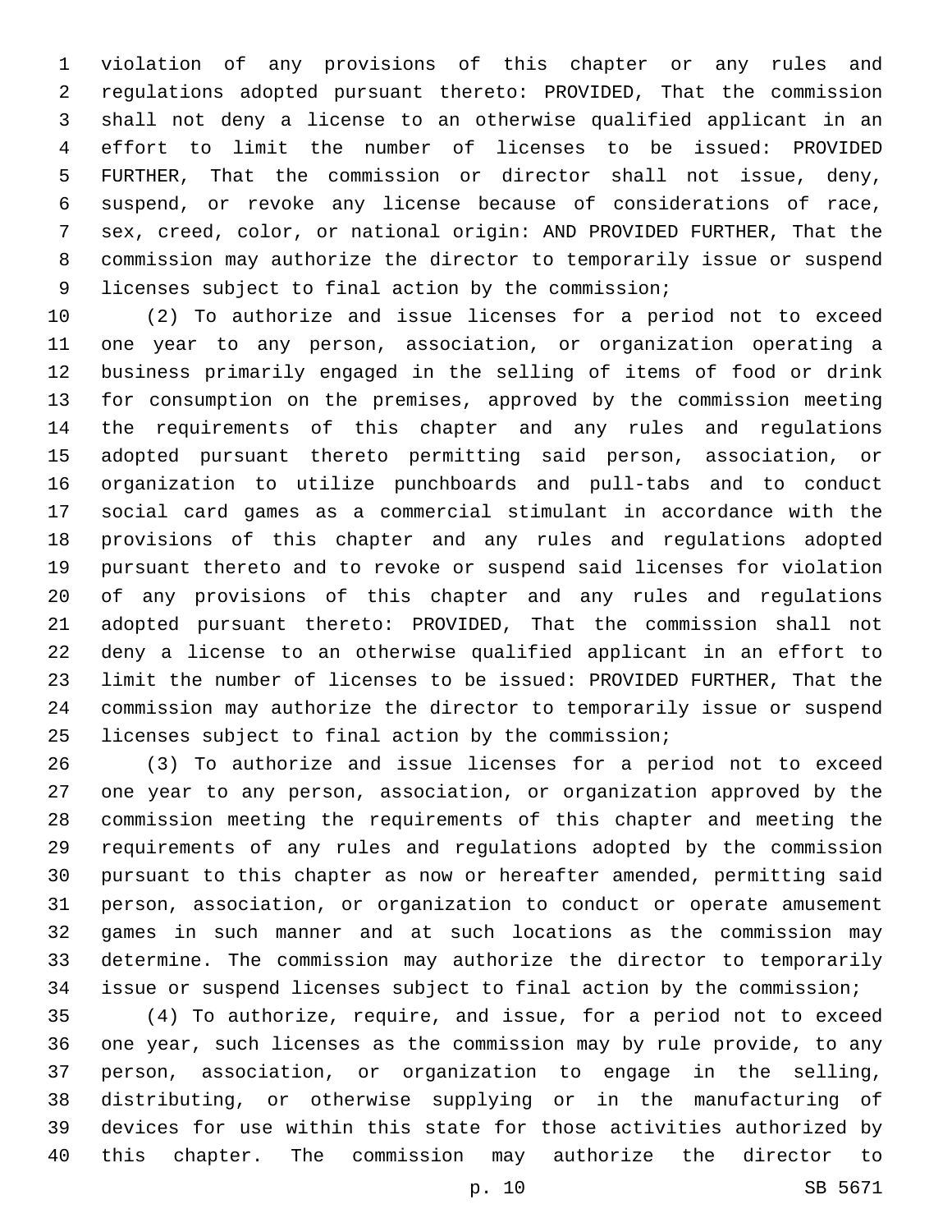violation of any provisions of this chapter or any rules and regulations adopted pursuant thereto: PROVIDED, That the commission shall not deny a license to an otherwise qualified applicant in an effort to limit the number of licenses to be issued: PROVIDED FURTHER, That the commission or director shall not issue, deny, suspend, or revoke any license because of considerations of race, sex, creed, color, or national origin: AND PROVIDED FURTHER, That the commission may authorize the director to temporarily issue or suspend licenses subject to final action by the commission;

(2) To authorize and issue licenses for a period not to exceed one year to any person, association, or organization operating a business primarily engaged in the selling of items of food or drink for consumption on the premises, approved by the commission meeting the requirements of this chapter and any rules and regulations adopted pursuant thereto permitting said person, association, or organization to utilize punchboards and pull-tabs and to conduct social card games as a commercial stimulant in accordance with the provisions of this chapter and any rules and regulations adopted pursuant thereto and to revoke or suspend said licenses for violation of any provisions of this chapter and any rules and regulations adopted pursuant thereto: PROVIDED, That the commission shall not deny a license to an otherwise qualified applicant in an effort to limit the number of licenses to be issued: PROVIDED FURTHER, That the commission may authorize the director to temporarily issue or suspend licenses subject to final action by the commission;

(3) To authorize and issue licenses for a period not to exceed one year to any person, association, or organization approved by the commission meeting the requirements of this chapter and meeting the requirements of any rules and regulations adopted by the commission pursuant to this chapter as now or hereafter amended, permitting said person, association, or organization to conduct or operate amusement games in such manner and at such locations as the commission may determine. The commission may authorize the director to temporarily issue or suspend licenses subject to final action by the commission;

(4) To authorize, require, and issue, for a period not to exceed one year, such licenses as the commission may by rule provide, to any person, association, or organization to engage in the selling, distributing, or otherwise supplying or in the manufacturing of devices for use within this state for those activities authorized by this chapter. The commission may authorize the director to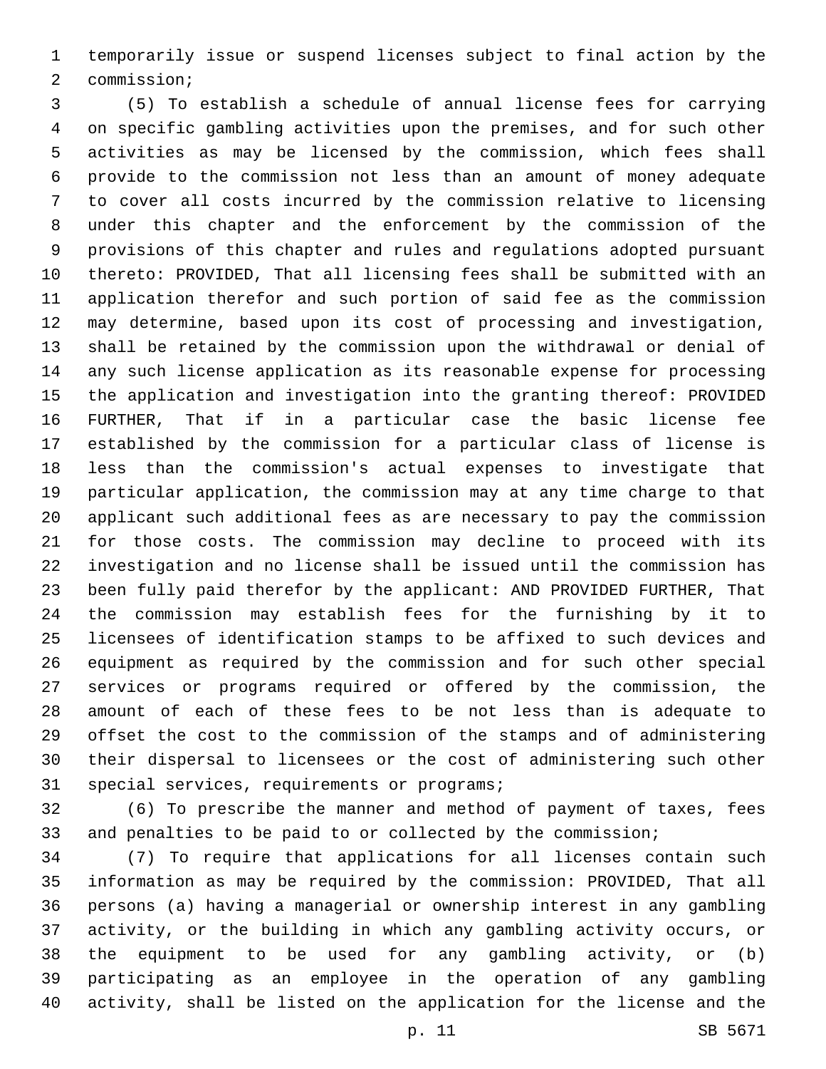temporarily issue or suspend licenses subject to final action by the commission;

(5) To establish a schedule of annual license fees for carrying on specific gambling activities upon the premises, and for such other activities as may be licensed by the commission, which fees shall provide to the commission not less than an amount of money adequate to cover all costs incurred by the commission relative to licensing under this chapter and the enforcement by the commission of the provisions of this chapter and rules and regulations adopted pursuant thereto: PROVIDED, That all licensing fees shall be submitted with an application therefor and such portion of said fee as the commission may determine, based upon its cost of processing and investigation, shall be retained by the commission upon the withdrawal or denial of any such license application as its reasonable expense for processing the application and investigation into the granting thereof: PROVIDED FURTHER, That if in a particular case the basic license fee established by the commission for a particular class of license is less than the commission's actual expenses to investigate that particular application, the commission may at any time charge to that applicant such additional fees as are necessary to pay the commission for those costs. The commission may decline to proceed with its investigation and no license shall be issued until the commission has been fully paid therefor by the applicant: AND PROVIDED FURTHER, That the commission may establish fees for the furnishing by it to licensees of identification stamps to be affixed to such devices and equipment as required by the commission and for such other special services or programs required or offered by the commission, the amount of each of these fees to be not less than is adequate to offset the cost to the commission of the stamps and of administering their dispersal to licensees or the cost of administering such other special services, requirements or programs;

(6) To prescribe the manner and method of payment of taxes, fees and penalties to be paid to or collected by the commission;

(7) To require that applications for all licenses contain such information as may be required by the commission: PROVIDED, That all persons (a) having a managerial or ownership interest in any gambling activity, or the building in which any gambling activity occurs, or the equipment to be used for any gambling activity, or (b) participating as an employee in the operation of any gambling activity, shall be listed on the application for the license and the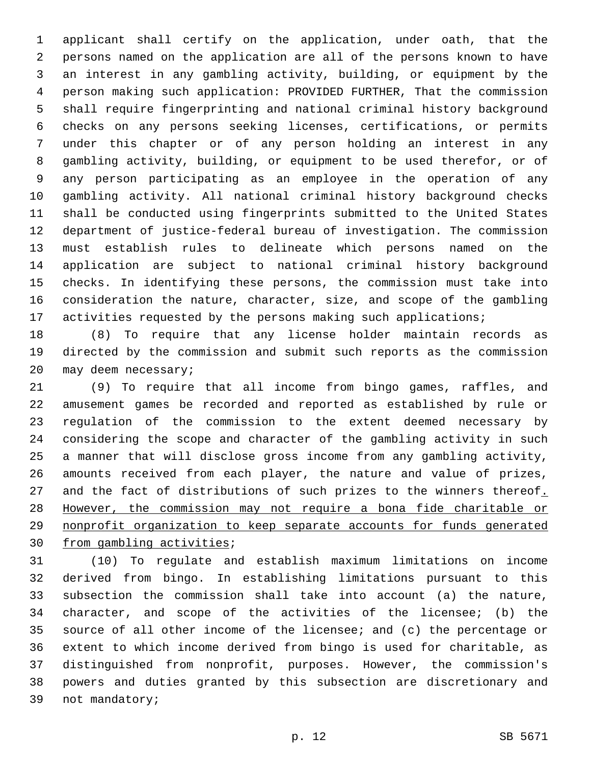applicant shall certify on the application, under oath, that the persons named on the application are all of the persons known to have an interest in any gambling activity, building, or equipment by the person making such application: PROVIDED FURTHER, That the commission shall require fingerprinting and national criminal history background checks on any persons seeking licenses, certifications, or permits under this chapter or of any person holding an interest in any gambling activity, building, or equipment to be used therefor, or of any person participating as an employee in the operation of any gambling activity. All national criminal history background checks shall be conducted using fingerprints submitted to the United States department of justice-federal bureau of investigation. The commission must establish rules to delineate which persons named on the application are subject to national criminal history background checks. In identifying these persons, the commission must take into consideration the nature, character, size, and scope of the gambling activities requested by the persons making such applications;

(8) To require that any license holder maintain records as directed by the commission and submit such reports as the commission may deem necessary;

(9) To require that all income from bingo games, raffles, and amusement games be recorded and reported as established by rule or regulation of the commission to the extent deemed necessary by considering the scope and character of the gambling activity in such a manner that will disclose gross income from any gambling activity, amounts received from each player, the nature and value of prizes, and the fact of distributions of such prizes to the winners thereof<u>. However, the commission may not require a bona fide charitable or nonprofit organization to keep separate accounts for funds generated from gambling activities</u>;

(10) To regulate and establish maximum limitations on income derived from bingo. In establishing limitations pursuant to this subsection the commission shall take into account (a) the nature, character, and scope of the activities of the licensee; (b) the source of all other income of the licensee; and (c) the percentage or extent to which income derived from bingo is used for charitable, as distinguished from nonprofit, purposes. However, the commission's powers and duties granted by this subsection are discretionary and not mandatory;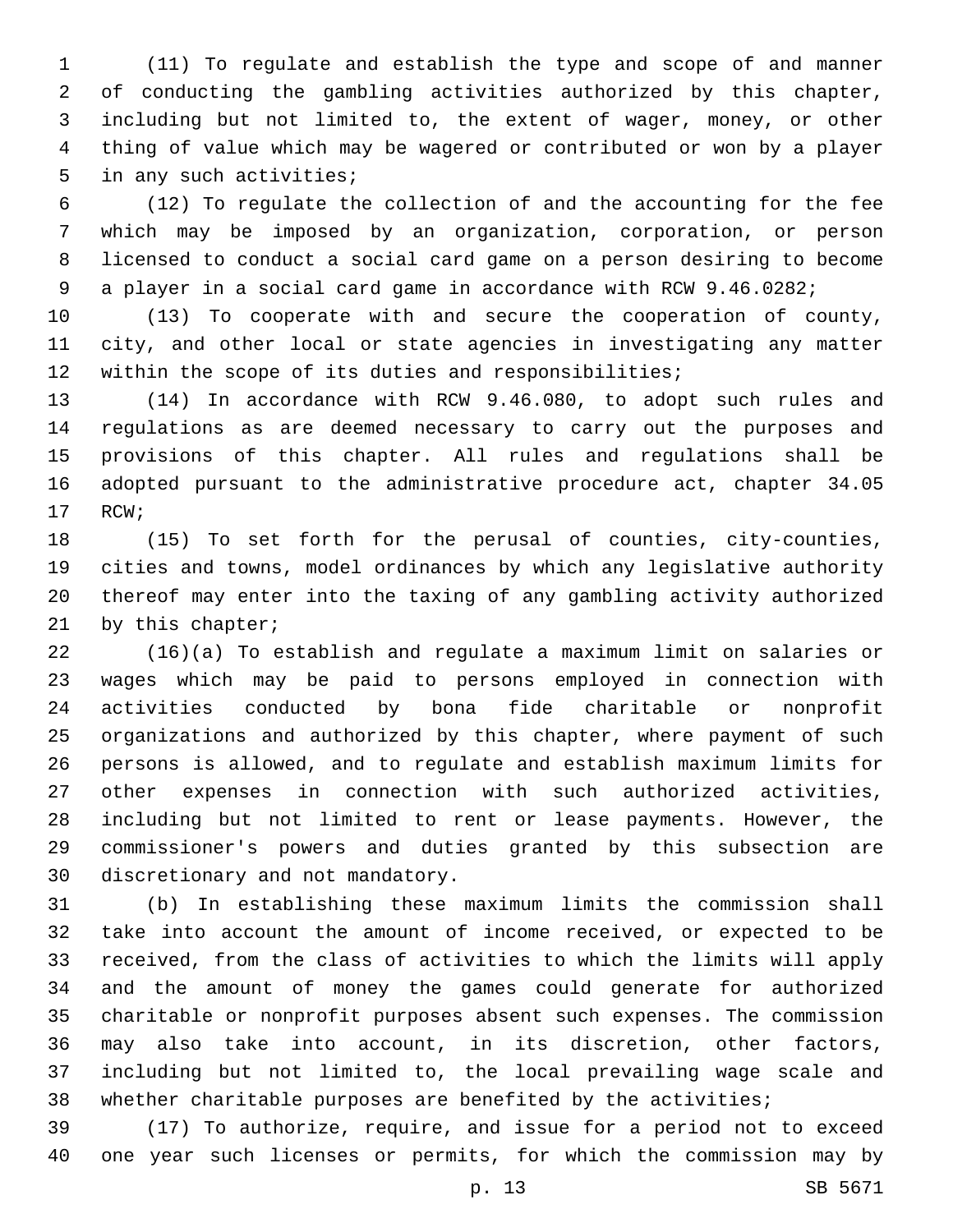(11) To regulate and establish the type and scope of and manner of conducting the gambling activities authorized by this chapter, including but not limited to, the extent of wager, money, or other thing of value which may be wagered or contributed or won by a player in any such activities;

(12) To regulate the collection of and the accounting for the fee which may be imposed by an organization, corporation, or person licensed to conduct a social card game on a person desiring to become a player in a social card game in accordance with RCW 9.46.0282;

(13) To cooperate with and secure the cooperation of county, city, and other local or state agencies in investigating any matter within the scope of its duties and responsibilities;

(14) In accordance with RCW 9.46.080, to adopt such rules and regulations as are deemed necessary to carry out the purposes and provisions of this chapter. All rules and regulations shall be adopted pursuant to the administrative procedure act, chapter 34.05 RCW;

(15) To set forth for the perusal of counties, city-counties, cities and towns, model ordinances by which any legislative authority thereof may enter into the taxing of any gambling activity authorized by this chapter;

(16)(a) To establish and regulate a maximum limit on salaries or wages which may be paid to persons employed in connection with activities conducted by bona fide charitable or nonprofit organizations and authorized by this chapter, where payment of such persons is allowed, and to regulate and establish maximum limits for other expenses in connection with such authorized activities, including but not limited to rent or lease payments. However, the commissioner's powers and duties granted by this subsection are discretionary and not mandatory.

(b) In establishing these maximum limits the commission shall take into account the amount of income received, or expected to be received, from the class of activities to which the limits will apply and the amount of money the games could generate for authorized charitable or nonprofit purposes absent such expenses. The commission may also take into account, in its discretion, other factors, including but not limited to, the local prevailing wage scale and whether charitable purposes are benefited by the activities;

(17) To authorize, require, and issue for a period not to exceed one year such licenses or permits, for which the commission may by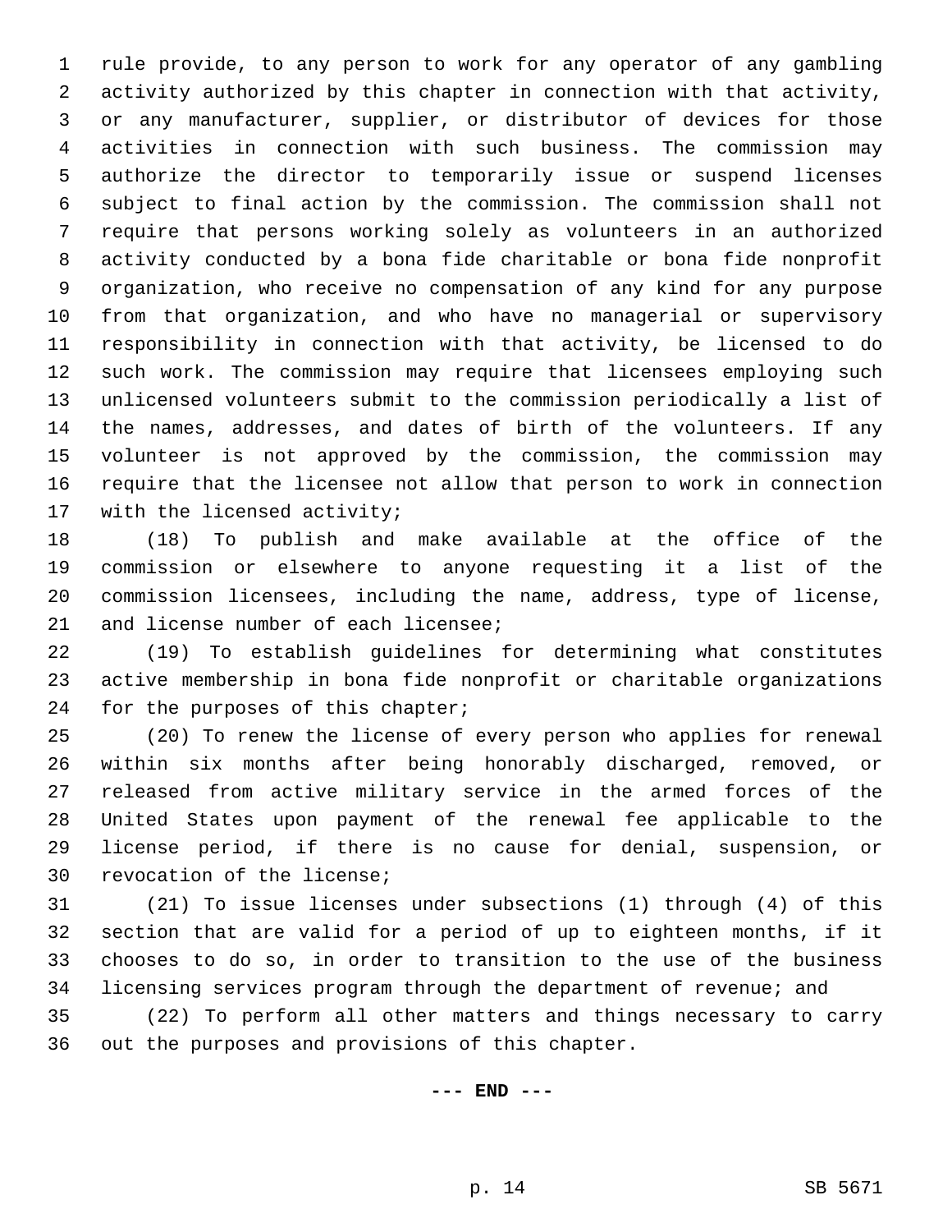rule provide, to any person to work for any operator of any gambling activity authorized by this chapter in connection with that activity, or any manufacturer, supplier, or distributor of devices for those activities in connection with such business. The commission may authorize the director to temporarily issue or suspend licenses subject to final action by the commission. The commission shall not require that persons working solely as volunteers in an authorized activity conducted by a bona fide charitable or bona fide nonprofit organization, who receive no compensation of any kind for any purpose from that organization, and who have no managerial or supervisory responsibility in connection with that activity, be licensed to do such work. The commission may require that licensees employing such unlicensed volunteers submit to the commission periodically a list of the names, addresses, and dates of birth of the volunteers. If any volunteer is not approved by the commission, the commission may require that the licensee not allow that person to work in connection with the licensed activity;

(18) To publish and make available at the office of the commission or elsewhere to anyone requesting it a list of the commission licensees, including the name, address, type of license, and license number of each licensee;

(19) To establish guidelines for determining what constitutes active membership in bona fide nonprofit or charitable organizations for the purposes of this chapter;

(20) To renew the license of every person who applies for renewal within six months after being honorably discharged, removed, or released from active military service in the armed forces of the United States upon payment of the renewal fee applicable to the license period, if there is no cause for denial, suspension, or revocation of the license;

(21) To issue licenses under subsections (1) through (4) of this section that are valid for a period of up to eighteen months, if it chooses to do so, in order to transition to the use of the business licensing services program through the department of revenue; and

(22) To perform all other matters and things necessary to carry out the purposes and provisions of this chapter.

**--- END ---**